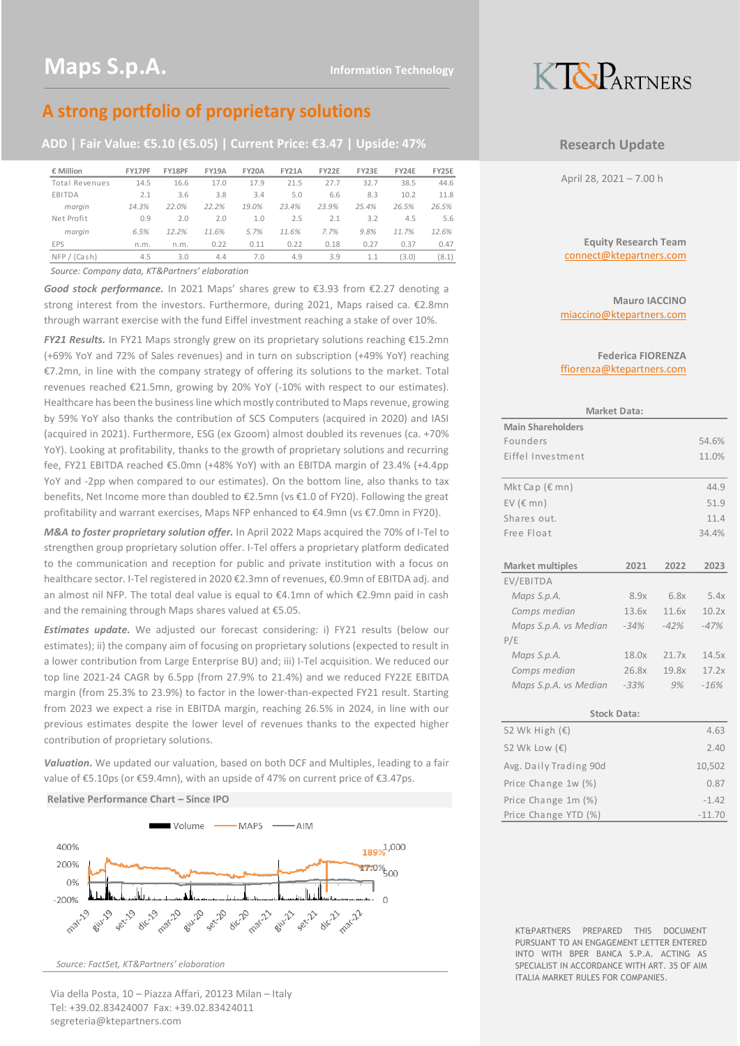# Maps S.p.A.

Information Technology

## A strong portfolio of proprietary solutions

### ADD | Fair Value: €5.10 (€5.05) | Current Price: €3.47 | Upside: 47%

| € Million | FY17PF | FY18PF | FY19A | FY20A | FY21A | FY22E | FY23E | FY24E | FY25E |
|---|---|---|---|---|---|---|---|---|---|
| Total Revenues | 14.5 | 16.6 | 17.0 | 17.9 | 21.5 | 27.7 | 32.7 | 38.5 | 44.6 |
| EBITDA | 2.1 | 3.6 | 3.8 | 3.4 | 5.0 | 6.6 | 8.3 | 10.2 | 11.8 |
| *margin* | *14.3%* | *22.0%* | *22.2%* | *19.0%* | *23.4%* | *23.9%* | *25.4%* | *26.5%* | *26.5%* |
| Net Profit | 0.9 | 2.0 | 2.0 | 1.0 | 2.5 | 2.1 | 3.2 | 4.5 | 5.6 |
| *margin* | *6.5%* | *12.2%* | *11.6%* | *5.7%* | *11.6%* | *7.7%* | *9.8%* | *11.7%* | *12.6%* |
| EPS | n.m. | n.m. | 0.22 | 0.11 | 0.22 | 0.18 | 0.27 | 0.37 | 0.47 |
| NFP / (Cash) | 4.5 | 3.0 | 4.4 | 7.0 | 4.9 | 3.9 | 1.1 | (3.0) | (8.1) |

*Source: Company data, KT&Partners' elaboration*

***Good stock performance.*** In 2021 Maps' shares grew to €3.93 from €2.27 denoting a strong interest from the investors. Furthermore, during 2021, Maps raised ca. €2.8mn through warrant exercise with the fund Eiffel investment reaching a stake of over 10%.

***FY21 Results.*** In FY21 Maps strongly grew on its proprietary solutions reaching €15.2mn (+69% YoY and 72% of Sales revenues) and in turn on subscription (+49% YoY) reaching €7.2mn, in line with the company strategy of offering its solutions to the market. Total revenues reached €21.5mn, growing by 20% YoY (-10% with respect to our estimates). Healthcare has been the business line which mostly contributed to Maps revenue, growing by 59% YoY also thanks the contribution of SCS Computers (acquired in 2020) and IASI (acquired in 2021). Furthermore, ESG (ex Gzoom) almost doubled its revenues (ca. +70% YoY). Looking at profitability, thanks to the growth of proprietary solutions and recurring fee, FY21 EBITDA reached €5.0mn (+48% YoY) with an EBITDA margin of 23.4% (+4.4pp YoY and -2pp when compared to our estimates). On the bottom line, also thanks to tax benefits, Net Income more than doubled to €2.5mn (vs €1.0 of FY20). Following the great profitability and warrant exercises, Maps NFP enhanced to €4.9mn (vs €7.0mn in FY20).

***M&A to foster proprietary solution offer.*** In April 2022 Maps acquired the 70% of I-Tel to strengthen group proprietary solution offer. I-Tel offers a proprietary platform dedicated to the communication and reception for public and private institution with a focus on healthcare sector. I-Tel registered in 2020 €2.3mn of revenues, €0.9mn of EBITDA adj. and an almost nil NFP. The total deal value is equal to €4.1mn of which €2.9mn paid in cash and the remaining through Maps shares valued at €5.05.

***Estimates update.*** We adjusted our forecast considering: i) FY21 results (below our estimates); ii) the company aim of focusing on proprietary solutions (expected to result in a lower contribution from Large Enterprise BU) and; iii) I-Tel acquisition. We reduced our top line 2021-24 CAGR by 6.5pp (from 27.9% to 21.4%) and we reduced FY22E EBITDA margin (from 25.3% to 23.9%) to factor in the lower-than-expected FY21 result. Starting from 2023 we expect a rise in EBITDA margin, reaching 26.5% in 2024, in line with our previous estimates despite the lower level of revenues thanks to the expected higher contribution of proprietary solutions.

***Valuation.*** We updated our valuation, based on both DCF and Multiples, leading to a fair value of €5.10ps (or €59.4mn), with an upside of 47% on current price of €3.47ps.

**Relative Performance Chart – Since IPO**

*Source: FactSet, KT&Partners' elaboration*

Via della Posta, 10 – Piazza Affari, 20123 Milan – Italy
Tel: +39.02.83424007 Fax: +39.02.83424011
segreteria@ktepartners.com

KT&PARTNERS

**Research Update**

April 28, 2021 – 7.00 h

**Equity Research Team**
connect@ktepartners.com

**Mauro IACCINO**
miaccino@ktepartners.com

**Federica FIORENZA**
ffiorenza@ktepartners.com

| Market Data: | |
|---|---|
| **Main Shareholders** | |
| Founders | 54.6% |
| Eiffel Investment | 11.0% |
| Mkt Cap (€ mn) | 44.9 |
| EV (€ mn) | 51.9 |
| Shares out. | 11.4 |
| Free Float | 34.4% |

| Market multiples | 2021 | 2022 | 2023 |
|---|---|---|---|
| EV/EBITDA | | | |
| *Maps S.p.A.* | 8.9x | 6.8x | 5.4x |
| *Comps median* | 13.6x | 11.6x | 10.2x |
| *Maps S.p.A. vs Median* | *-34%* | *-42%* | *-47%* |
| P/E | | | |
| *Maps S.p.A.* | 18.0x | 21.7x | 14.5x |
| *Comps median* | 26.8x | 19.8x | 17.2x |
| *Maps S.p.A. vs Median* | *-33%* | *9%* | *-16%* |

| Stock Data: | |
|---|---|
| 52 Wk High (€) | 4.63 |
| 52 Wk Low (€) | 2.40 |
| Avg. Daily Trading 90d | 10,502 |
| Price Change 1w (%) | 0.87 |
| Price Change 1m (%) | -1.42 |
| Price Change YTD (%) | -11.70 |

KT&PARTNERS PREPARED THIS DOCUMENT PURSUANT TO AN ENGAGEMENT LETTER ENTERED INTO WITH BPER BANCA S.P.A. ACTING AS SPECIALIST IN ACCORDANCE WITH ART. 35 OF AIM ITALIA MARKET RULES FOR COMPANIES.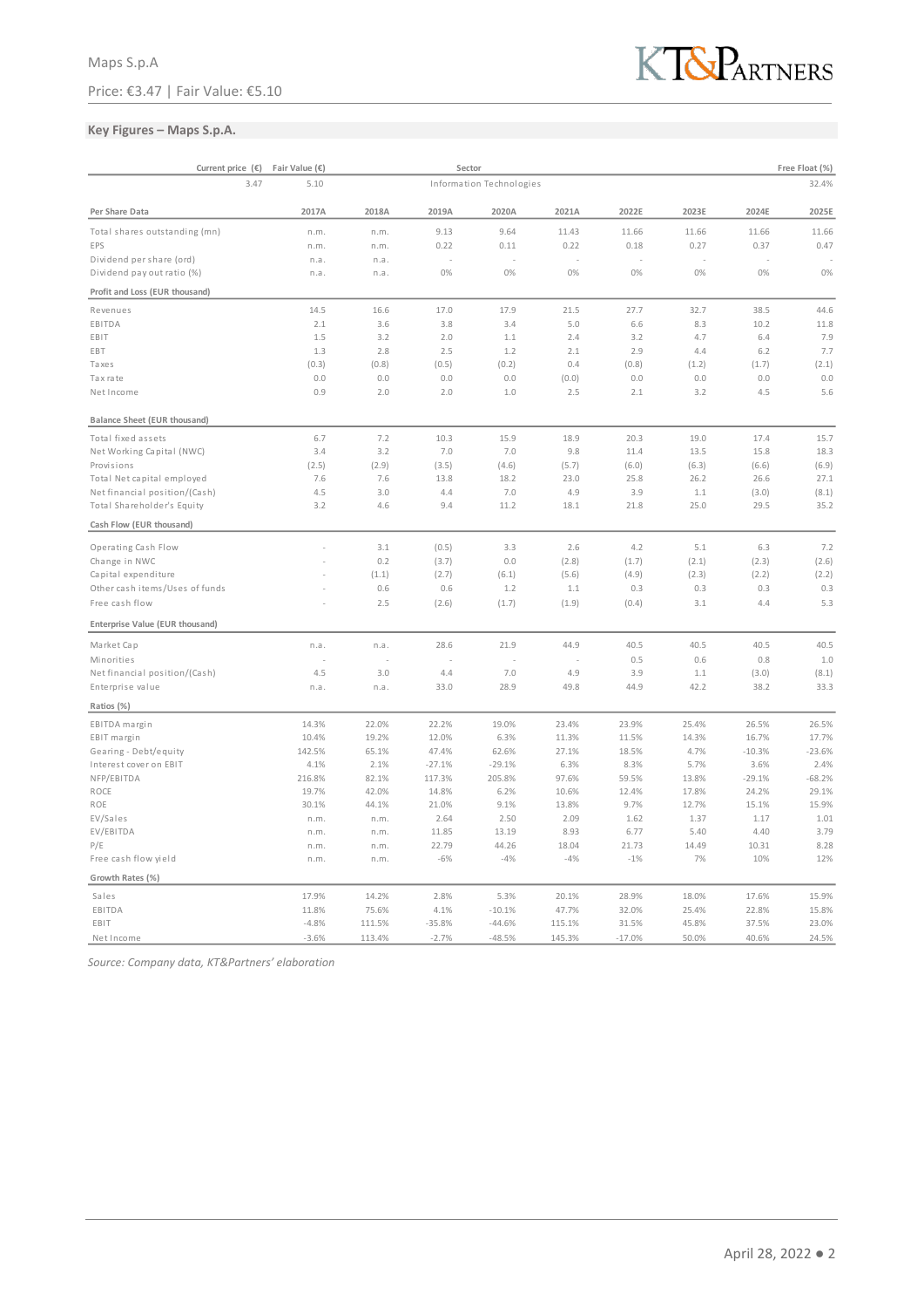## Key Figures – Maps S.p.A.

| Current price (€) | Fair Value (€) | Sector | Free Float (%) |
|---|---|---|---|
| 3.47 | 5.10 | Information Technologies | 32.4% |

| Per Share Data | 2017A | 2018A | 2019A | 2020A | 2021A | 2022E | 2023E | 2024E | 2025E |
|---|---|---|---|---|---|---|---|---|---|
| Total shares outstanding (mn) | n.m. | n.m. | 9.13 | 9.64 | 11.43 | 11.66 | 11.66 | 11.66 | 11.66 |
| EPS | n.m. | n.m. | 0.22 | 0.11 | 0.22 | 0.18 | 0.27 | 0.37 | 0.47 |
| Dividend per share (ord) | n.a. | n.a. | - | - | - | - | - | - | - |
| Dividend pay out ratio (%) | n.a. | n.a. | 0% | 0% | 0% | 0% | 0% | 0% | 0% |
| **Profit and Loss (EUR thousand)** | | | | | | | | | |
| Revenues | 14.5 | 16.6 | 17.0 | 17.9 | 21.5 | 27.7 | 32.7 | 38.5 | 44.6 |
| EBITDA | 2.1 | 3.6 | 3.8 | 3.4 | 5.0 | 6.6 | 8.3 | 10.2 | 11.8 |
| EBIT | 1.5 | 3.2 | 2.0 | 1.1 | 2.4 | 3.2 | 4.7 | 6.4 | 7.9 |
| EBT | 1.3 | 2.8 | 2.5 | 1.2 | 2.1 | 2.9 | 4.4 | 6.2 | 7.7 |
| Taxes | (0.3) | (0.8) | (0.5) | (0.2) | 0.4 | (0.8) | (1.2) | (1.7) | (2.1) |
| Tax rate | 0.0 | 0.0 | 0.0 | 0.0 | (0.0) | 0.0 | 0.0 | 0.0 | 0.0 |
| Net Income | 0.9 | 2.0 | 2.0 | 1.0 | 2.5 | 2.1 | 3.2 | 4.5 | 5.6 |
| **Balance Sheet (EUR thousand)** | | | | | | | | | |
| Total fixed assets | 6.7 | 7.2 | 10.3 | 15.9 | 18.9 | 20.3 | 19.0 | 17.4 | 15.7 |
| Net Working Capital (NWC) | 3.4 | 3.2 | 7.0 | 7.0 | 9.8 | 11.4 | 13.5 | 15.8 | 18.3 |
| Provisions | (2.5) | (2.9) | (3.5) | (4.6) | (5.7) | (6.0) | (6.3) | (6.6) | (6.9) |
| Total Net capital employed | 7.6 | 7.6 | 13.8 | 18.2 | 23.0 | 25.8 | 26.2 | 26.6 | 27.1 |
| Net financial position/(Cash) | 4.5 | 3.0 | 4.4 | 7.0 | 4.9 | 3.9 | 1.1 | (3.0) | (8.1) |
| Total Shareholder's Equity | 3.2 | 4.6 | 9.4 | 11.2 | 18.1 | 21.8 | 25.0 | 29.5 | 35.2 |
| **Cash Flow (EUR thousand)** | | | | | | | | | |
| Operating Cash Flow | - | 3.1 | (0.5) | 3.3 | 2.6 | 4.2 | 5.1 | 6.3 | 7.2 |
| Change in NWC | - | 0.2 | (3.7) | 0.0 | (2.8) | (1.7) | (2.1) | (2.3) | (2.6) |
| Capital expenditure | - | (1.1) | (2.7) | (6.1) | (5.6) | (4.9) | (2.3) | (2.2) | (2.2) |
| Other cash items/Uses of funds | - | 0.6 | 0.6 | 1.2 | 1.1 | 0.3 | 0.3 | 0.3 | 0.3 |
| Free cash flow | - | 2.5 | (2.6) | (1.7) | (1.9) | (0.4) | 3.1 | 4.4 | 5.3 |
| **Enterprise Value (EUR thousand)** | | | | | | | | | |
| Market Cap | n.a. | n.a. | 28.6 | 21.9 | 44.9 | 40.5 | 40.5 | 40.5 | 40.5 |
| Minorities | - | - | - | - | - | 0.5 | 0.6 | 0.8 | 1.0 |
| Net financial position/(Cash) | 4.5 | 3.0 | 4.4 | 7.0 | 4.9 | 3.9 | 1.1 | (3.0) | (8.1) |
| Enterprise value | n.a. | n.a. | 33.0 | 28.9 | 49.8 | 44.9 | 42.2 | 38.2 | 33.3 |
| **Ratios (%)** | | | | | | | | | |
| EBITDA margin | 14.3% | 22.0% | 22.2% | 19.0% | 23.4% | 23.9% | 25.4% | 26.5% | 26.5% |
| EBIT margin | 10.4% | 19.2% | 12.0% | 6.3% | 11.3% | 11.5% | 14.3% | 16.7% | 17.7% |
| Gearing - Debt/equity | 142.5% | 65.1% | 47.4% | 62.6% | 27.1% | 18.5% | 4.7% | -10.3% | -23.6% |
| Interest cover on EBIT | 4.1% | 2.1% | -27.1% | -29.1% | 6.3% | 8.3% | 5.7% | 3.6% | 2.4% |
| NFP/EBITDA | 216.8% | 82.1% | 117.3% | 205.8% | 97.6% | 59.5% | 13.8% | -29.1% | -68.2% |
| ROCE | 19.7% | 42.0% | 14.8% | 6.2% | 10.6% | 12.4% | 17.8% | 24.2% | 29.1% |
| ROE | 30.1% | 44.1% | 21.0% | 9.1% | 13.8% | 9.7% | 12.7% | 15.1% | 15.9% |
| EV/Sales | n.m. | n.m. | 2.64 | 2.50 | 2.09 | 1.62 | 1.37 | 1.17 | 1.01 |
| EV/EBITDA | n.m. | n.m. | 11.85 | 13.19 | 8.93 | 6.77 | 5.40 | 4.40 | 3.79 |
| P/E | n.m. | n.m. | 22.79 | 44.26 | 18.04 | 21.73 | 14.49 | 10.31 | 8.28 |
| Free cash flow yield | n.m. | n.m. | -6% | -4% | -4% | -1% | 7% | 10% | 12% |
| **Growth Rates (%)** | | | | | | | | | |
| Sales | 17.9% | 14.2% | 2.8% | 5.3% | 20.1% | 28.9% | 18.0% | 17.6% | 15.9% |
| EBITDA | 11.8% | 75.6% | 4.1% | -10.1% | 47.7% | 32.0% | 25.4% | 22.8% | 15.8% |
| EBIT | -4.8% | 111.5% | -35.8% | -44.6% | 115.1% | 31.5% | 45.8% | 37.5% | 23.0% |
| Net Income | -3.6% | 113.4% | -2.7% | -48.5% | 145.3% | -17.0% | 50.0% | 40.6% | 24.5% |

*Source: Company data, KT&Partners' elaboration*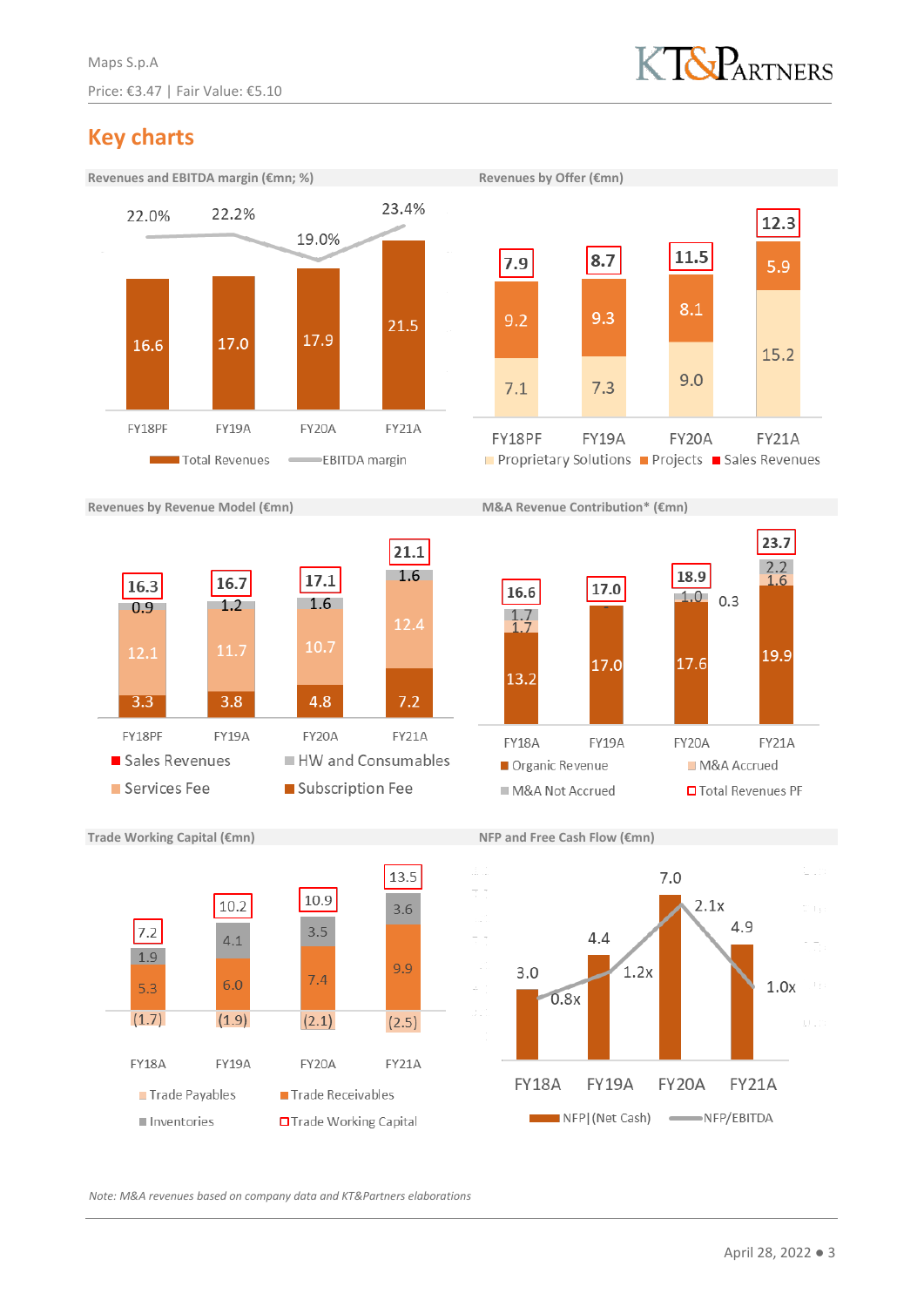## Key charts

**Revenues and EBITDA margin (€mn; %)**

| | FY18PF | FY19A | FY20A | FY21A |
|---|---|---|---|---|
| Total Revenues | 16.6 | 17.0 | 17.9 | 21.5 |
| EBITDA margin | 22.0% | 22.2% | 19.0% | 23.4% |

**Revenues by Offer (€mn)**

| | FY18PF | FY19A | FY20A | FY21A |
|---|---|---|---|---|
| Proprietary Solutions | 7.1 | 7.3 | 9.0 | 15.2 |
| Projects | 9.2 | 9.3 | 8.1 | 5.9 |
| Sales Revenues | 7.9 | 8.7 | 11.5 | 12.3 |

**Revenues by Revenue Model (€mn)**

| | FY18PF | FY19A | FY20A | FY21A |
|---|---|---|---|---|
| Subscription Fee | 3.3 | 3.8 | 4.8 | 7.2 |
| Services Fee | 12.1 | 11.7 | 10.7 | 12.4 |
| HW and Consumables | 0.9 | 1.2 | 1.6 | 1.6 |
| Sales Revenues | 16.3 | 16.7 | 17.1 | 21.1 |

**M&A Revenue Contribution* (€mn)**

| | FY18A | FY19A | FY20A | FY21A |
|---|---|---|---|---|
| Organic Revenue | 13.2 | 17.0 | 17.6 | 19.9 |
| M&A Accrued | 1.7 | | 0.3 | 1.6 |
| M&A Not Accrued | 1.7 | | 1.0 | 2.2 |
| Total Revenues PF | 16.6 | 17.0 | 18.9 | 23.7 |

**Trade Working Capital (€mn)**

| | FY18A | FY19A | FY20A | FY21A |
|---|---|---|---|---|
| Trade Payables | (1.7) | (1.9) | (2.1) | (2.5) |
| Trade Receivables | 5.3 | 6.0 | 7.4 | 9.9 |
| Inventories | 1.9 | 4.1 | 3.5 | 3.6 |
| Trade Working Capital | 7.2 | 10.2 | 10.9 | 13.5 |

**NFP and Free Cash Flow (€mn)**

| | FY18A | FY19A | FY20A | FY21A |
|---|---|---|---|---|
| NFP\|(Net Cash) | 3.0 | 4.4 | 7.0 | 4.9 |
| NFP/EBITDA | 0.8x | 1.2x | 2.1x | 1.0x |

*Note: M&A revenues based on company data and KT&Partners elaborations*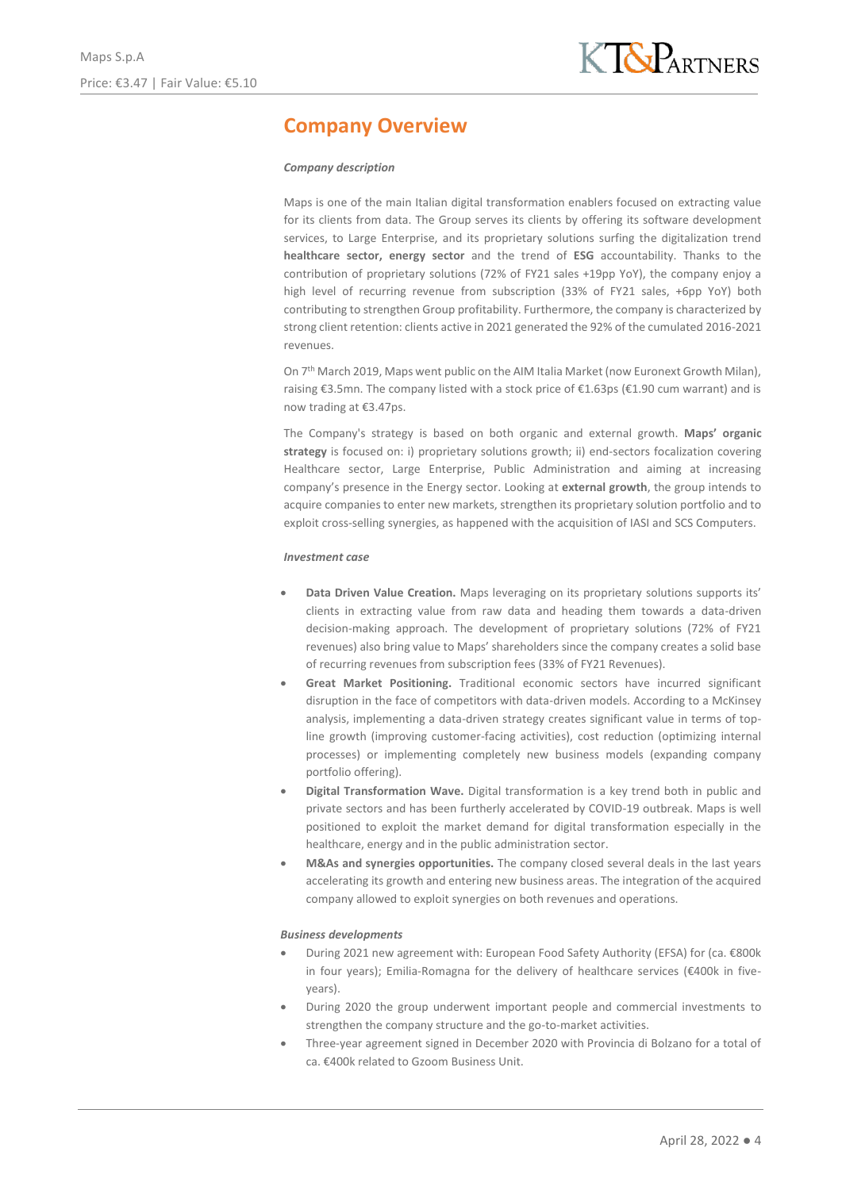# Company Overview

***Company description***

Maps is one of the main Italian digital transformation enablers focused on extracting value for its clients from data. The Group serves its clients by offering its software development services, to Large Enterprise, and its proprietary solutions surfing the digitalization trend **healthcare sector, energy sector** and the trend of **ESG** accountability. Thanks to the contribution of proprietary solutions (72% of FY21 sales +19pp YoY), the company enjoy a high level of recurring revenue from subscription (33% of FY21 sales, +6pp YoY) both contributing to strengthen Group profitability. Furthermore, the company is characterized by strong client retention: clients active in 2021 generated the 92% of the cumulated 2016-2021 revenues.

On 7th March 2019, Maps went public on the AIM Italia Market (now Euronext Growth Milan), raising €3.5mn. The company listed with a stock price of €1.63ps (€1.90 cum warrant) and is now trading at €3.47ps.

The Company's strategy is based on both organic and external growth. **Maps' organic strategy** is focused on: i) proprietary solutions growth; ii) end-sectors focalization covering Healthcare sector, Large Enterprise, Public Administration and aiming at increasing company's presence in the Energy sector. Looking at **external growth**, the group intends to acquire companies to enter new markets, strengthen its proprietary solution portfolio and to exploit cross-selling synergies, as happened with the acquisition of IASI and SCS Computers.

***Investment case***

- **Data Driven Value Creation.** Maps leveraging on its proprietary solutions supports its' clients in extracting value from raw data and heading them towards a data-driven decision-making approach. The development of proprietary solutions (72% of FY21 revenues) also bring value to Maps' shareholders since the company creates a solid base of recurring revenues from subscription fees (33% of FY21 Revenues).
- **Great Market Positioning.** Traditional economic sectors have incurred significant disruption in the face of competitors with data-driven models. According to a McKinsey analysis, implementing a data-driven strategy creates significant value in terms of top-line growth (improving customer-facing activities), cost reduction (optimizing internal processes) or implementing completely new business models (expanding company portfolio offering).
- **Digital Transformation Wave.** Digital transformation is a key trend both in public and private sectors and has been furtherly accelerated by COVID-19 outbreak. Maps is well positioned to exploit the market demand for digital transformation especially in the healthcare, energy and in the public administration sector.
- **M&As and synergies opportunities.** The company closed several deals in the last years accelerating its growth and entering new business areas. The integration of the acquired company allowed to exploit synergies on both revenues and operations.

***Business developments***

- During 2021 new agreement with: European Food Safety Authority (EFSA) for (ca. €800k in four years); Emilia-Romagna for the delivery of healthcare services (€400k in five-years).
- During 2020 the group underwent important people and commercial investments to strengthen the company structure and the go-to-market activities.
- Three-year agreement signed in December 2020 with Provincia di Bolzano for a total of ca. €400k related to Gzoom Business Unit.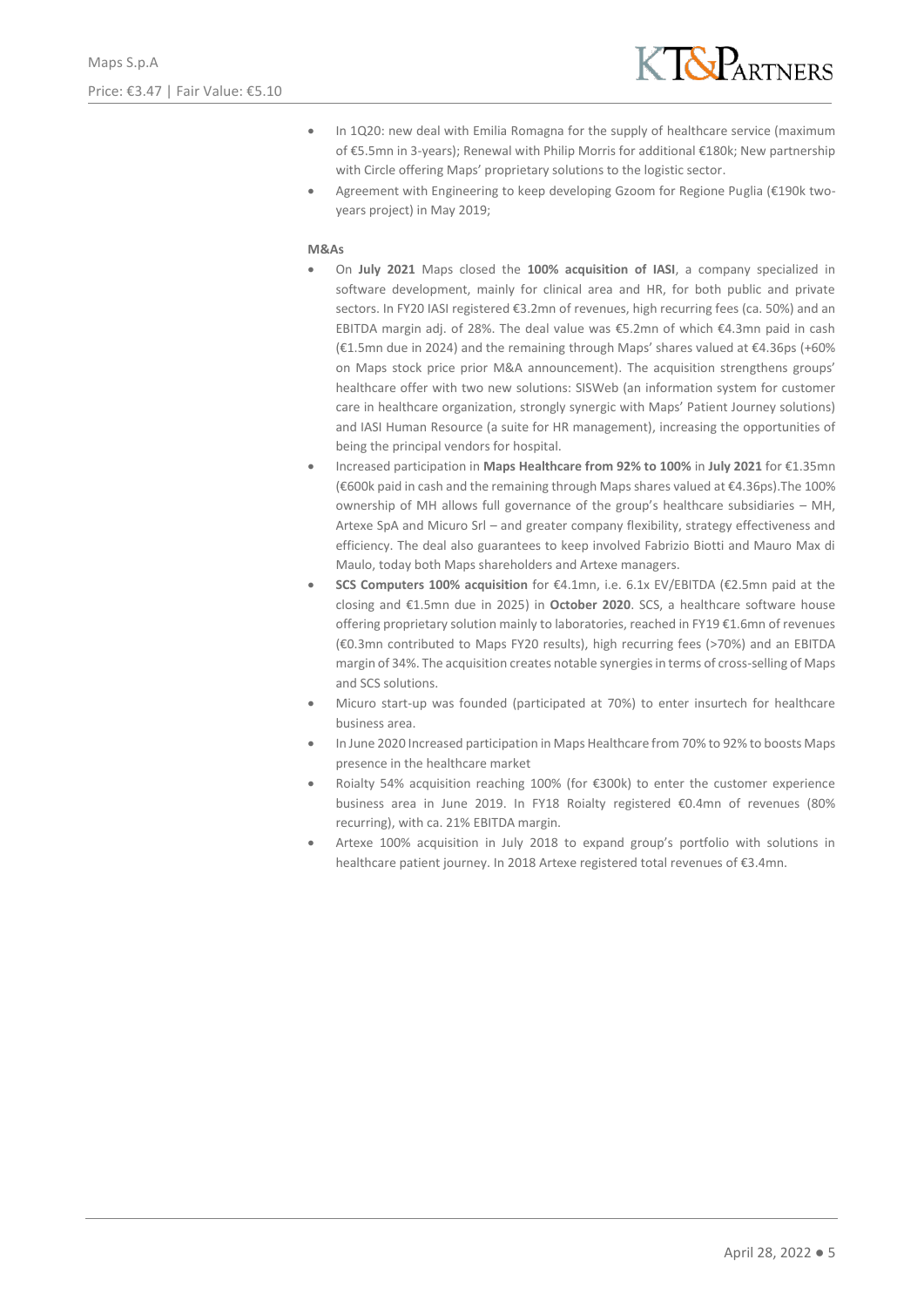- In 1Q20: new deal with Emilia Romagna for the supply of healthcare service (maximum of €5.5mn in 3-years); Renewal with Philip Morris for additional €180k; New partnership with Circle offering Maps' proprietary solutions to the logistic sector.
- Agreement with Engineering to keep developing Gzoom for Regione Puglia (€190k two-years project) in May 2019;

**M&As**

- On **July 2021** Maps closed the **100% acquisition of IASI**, a company specialized in software development, mainly for clinical area and HR, for both public and private sectors. In FY20 IASI registered €3.2mn of revenues, high recurring fees (ca. 50%) and an EBITDA margin adj. of 28%. The deal value was €5.2mn of which €4.3mn paid in cash (€1.5mn due in 2024) and the remaining through Maps' shares valued at €4.36ps (+60% on Maps stock price prior M&A announcement). The acquisition strengthens groups' healthcare offer with two new solutions: SISWeb (an information system for customer care in healthcare organization, strongly synergic with Maps' Patient Journey solutions) and IASI Human Resource (a suite for HR management), increasing the opportunities of being the principal vendors for hospital.
- Increased participation in **Maps Healthcare from 92% to 100%** in **July 2021** for €1.35mn (€600k paid in cash and the remaining through Maps shares valued at €4.36ps).The 100% ownership of MH allows full governance of the group's healthcare subsidiaries – MH, Artexe SpA and Micuro Srl – and greater company flexibility, strategy effectiveness and efficiency. The deal also guarantees to keep involved Fabrizio Biotti and Mauro Max di Maulo, today both Maps shareholders and Artexe managers.
- **SCS Computers 100% acquisition** for €4.1mn, i.e. 6.1x EV/EBITDA (€2.5mn paid at the closing and €1.5mn due in 2025) in **October 2020**. SCS, a healthcare software house offering proprietary solution mainly to laboratories, reached in FY19 €1.6mn of revenues (€0.3mn contributed to Maps FY20 results), high recurring fees (>70%) and an EBITDA margin of 34%. The acquisition creates notable synergies in terms of cross-selling of Maps and SCS solutions.
- Micuro start-up was founded (participated at 70%) to enter insurtech for healthcare business area.
- In June 2020 Increased participation in Maps Healthcare from 70% to 92% to boosts Maps presence in the healthcare market
- Roialty 54% acquisition reaching 100% (for €300k) to enter the customer experience business area in June 2019. In FY18 Roialty registered €0.4mn of revenues (80% recurring), with ca. 21% EBITDA margin.
- Artexe 100% acquisition in July 2018 to expand group's portfolio with solutions in healthcare patient journey. In 2018 Artexe registered total revenues of €3.4mn.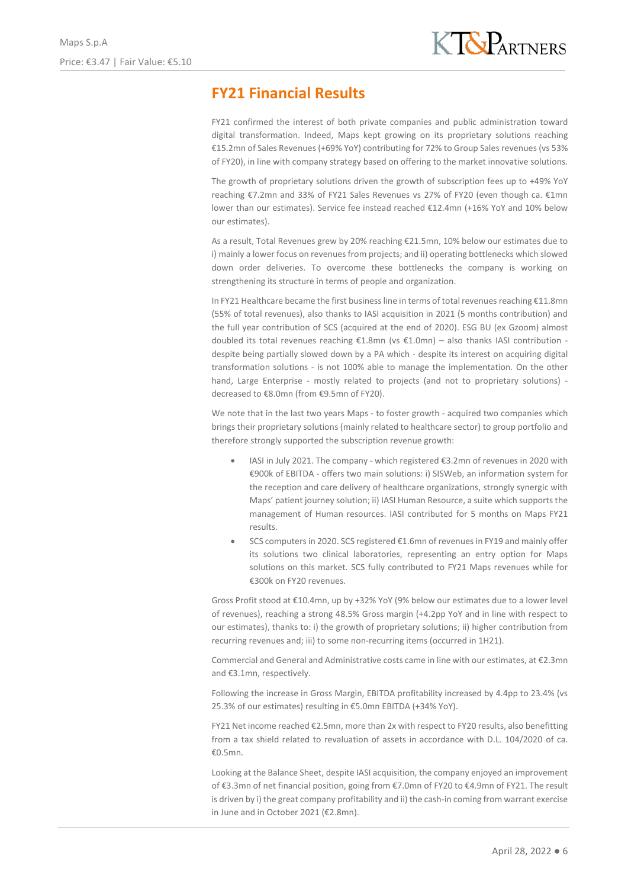## FY21 Financial Results

FY21 confirmed the interest of both private companies and public administration toward digital transformation. Indeed, Maps kept growing on its proprietary solutions reaching €15.2mn of Sales Revenues (+69% YoY) contributing for 72% to Group Sales revenues (vs 53% of FY20), in line with company strategy based on offering to the market innovative solutions.

The growth of proprietary solutions driven the growth of subscription fees up to +49% YoY reaching €7.2mn and 33% of FY21 Sales Revenues vs 27% of FY20 (even though ca. €1mn lower than our estimates). Service fee instead reached €12.4mn (+16% YoY and 10% below our estimates).

As a result, Total Revenues grew by 20% reaching €21.5mn, 10% below our estimates due to i) mainly a lower focus on revenues from projects; and ii) operating bottlenecks which slowed down order deliveries. To overcome these bottlenecks the company is working on strengthening its structure in terms of people and organization.

In FY21 Healthcare became the first business line in terms of total revenues reaching €11.8mn (55% of total revenues), also thanks to IASI acquisition in 2021 (5 months contribution) and the full year contribution of SCS (acquired at the end of 2020). ESG BU (ex Gzoom) almost doubled its total revenues reaching €1.8mn (vs €1.0mn) – also thanks IASI contribution - despite being partially slowed down by a PA which - despite its interest on acquiring digital transformation solutions - is not 100% able to manage the implementation. On the other hand, Large Enterprise - mostly related to projects (and not to proprietary solutions) - decreased to €8.0mn (from €9.5mn of FY20).

We note that in the last two years Maps - to foster growth - acquired two companies which brings their proprietary solutions (mainly related to healthcare sector) to group portfolio and therefore strongly supported the subscription revenue growth:

- IASI in July 2021. The company - which registered €3.2mn of revenues in 2020 with €900k of EBITDA - offers two main solutions: i) SISWeb, an information system for the reception and care delivery of healthcare organizations, strongly synergic with Maps' patient journey solution; ii) IASI Human Resource, a suite which supports the management of Human resources. IASI contributed for 5 months on Maps FY21 results.
- SCS computers in 2020. SCS registered €1.6mn of revenues in FY19 and mainly offer its solutions two clinical laboratories, representing an entry option for Maps solutions on this market. SCS fully contributed to FY21 Maps revenues while for €300k on FY20 revenues.

Gross Profit stood at €10.4mn, up by +32% YoY (9% below our estimates due to a lower level of revenues), reaching a strong 48.5% Gross margin (+4.2pp YoY and in line with respect to our estimates), thanks to: i) the growth of proprietary solutions; ii) higher contribution from recurring revenues and; iii) to some non-recurring items (occurred in 1H21).

Commercial and General and Administrative costs came in line with our estimates, at €2.3mn and €3.1mn, respectively.

Following the increase in Gross Margin, EBITDA profitability increased by 4.4pp to 23.4% (vs 25.3% of our estimates) resulting in €5.0mn EBITDA (+34% YoY).

FY21 Net income reached €2.5mn, more than 2x with respect to FY20 results, also benefitting from a tax shield related to revaluation of assets in accordance with D.L. 104/2020 of ca. €0.5mn.

Looking at the Balance Sheet, despite IASI acquisition, the company enjoyed an improvement of €3.3mn of net financial position, going from €7.0mn of FY20 to €4.9mn of FY21. The result is driven by i) the great company profitability and ii) the cash-in coming from warrant exercise in June and in October 2021 (€2.8mn).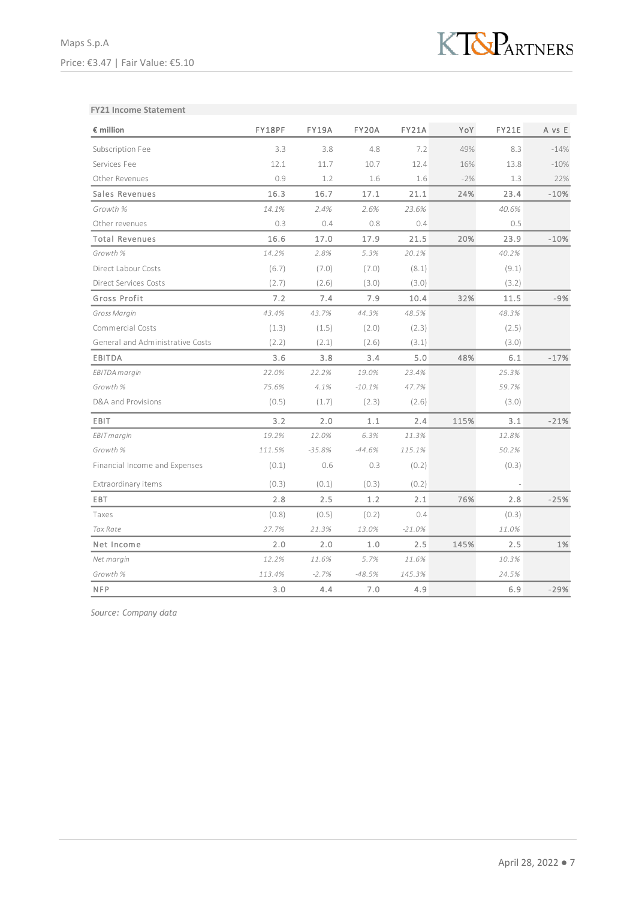**FY21 Income Statement**

| € million | FY18PF | FY19A | FY20A | FY21A | YoY | FY21E | A vs E |
|---|---|---|---|---|---|---|---|
| Subscription Fee | 3.3 | 3.8 | 4.8 | 7.2 | 49% | 8.3 | -14% |
| Services Fee | 12.1 | 11.7 | 10.7 | 12.4 | 16% | 13.8 | -10% |
| Other Revenues | 0.9 | 1.2 | 1.6 | 1.6 | -2% | 1.3 | 22% |
| **Sales Revenues** | **16.3** | **16.7** | **17.1** | **21.1** | **24%** | **23.4** | **-10%** |
| *Growth %* | *14.1%* | *2.4%* | *2.6%* | *23.6%* | | *40.6%* | |
| Other revenues | 0.3 | 0.4 | 0.8 | 0.4 | | 0.5 | |
| **Total Revenues** | **16.6** | **17.0** | **17.9** | **21.5** | **20%** | **23.9** | **-10%** |
| *Growth %* | *14.2%* | *2.8%* | *5.3%* | *20.1%* | | *40.2%* | |
| Direct Labour Costs | (6.7) | (7.0) | (7.0) | (8.1) | | (9.1) | |
| Direct Services Costs | (2.7) | (2.6) | (3.0) | (3.0) | | (3.2) | |
| **Gross Profit** | **7.2** | **7.4** | **7.9** | **10.4** | **32%** | **11.5** | **-9%** |
| *Gross Margin* | *43.4%* | *43.7%* | *44.3%* | *48.5%* | | *48.3%* | |
| Commercial Costs | (1.3) | (1.5) | (2.0) | (2.3) | | (2.5) | |
| General and Administrative Costs | (2.2) | (2.1) | (2.6) | (3.1) | | (3.0) | |
| **EBITDA** | **3.6** | **3.8** | **3.4** | **5.0** | **48%** | **6.1** | **-17%** |
| *EBITDA margin* | *22.0%* | *22.2%* | *19.0%* | *23.4%* | | *25.3%* | |
| *Growth %* | *75.6%* | *4.1%* | *-10.1%* | *47.7%* | | *59.7%* | |
| D&A and Provisions | (0.5) | (1.7) | (2.3) | (2.6) | | (3.0) | |
| **EBIT** | **3.2** | **2.0** | **1.1** | **2.4** | **115%** | **3.1** | **-21%** |
| *EBIT margin* | *19.2%* | *12.0%* | *6.3%* | *11.3%* | | *12.8%* | |
| *Growth %* | *111.5%* | *-35.8%* | *-44.6%* | *115.1%* | | *50.2%* | |
| Financial Income and Expenses | (0.1) | 0.6 | 0.3 | (0.2) | | (0.3) | |
| Extraordinary items | (0.3) | (0.1) | (0.3) | (0.2) | | - | |
| **EBT** | **2.8** | **2.5** | **1.2** | **2.1** | **76%** | **2.8** | **-25%** |
| Taxes | (0.8) | (0.5) | (0.2) | 0.4 | | (0.3) | |
| *Tax Rate* | *27.7%* | *21.3%* | *13.0%* | *-21.0%* | | *11.0%* | |
| **Net Income** | **2.0** | **2.0** | **1.0** | **2.5** | **145%** | **2.5** | **1%** |
| *Net margin* | *12.2%* | *11.6%* | *5.7%* | *11.6%* | | *10.3%* | |
| *Growth %* | *113.4%* | *-2.7%* | *-48.5%* | *145.3%* | | *24.5%* | |
| **NFP** | **3.0** | **4.4** | **7.0** | **4.9** | | **6.9** | **-29%** |

*Source: Company data*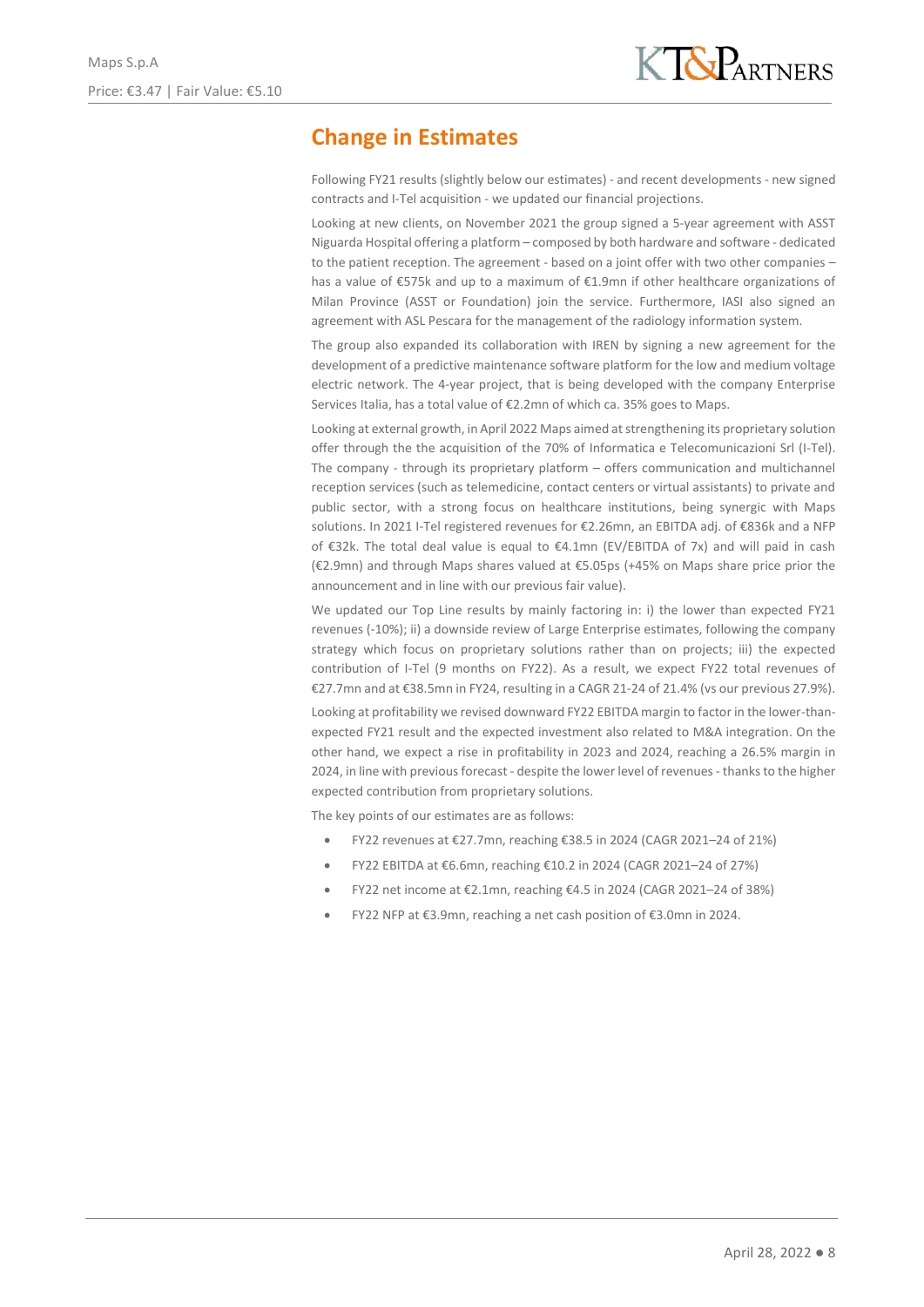## Change in Estimates

Following FY21 results (slightly below our estimates) - and recent developments - new signed contracts and I-Tel acquisition - we updated our financial projections.

Looking at new clients, on November 2021 the group signed a 5-year agreement with ASST Niguarda Hospital offering a platform – composed by both hardware and software - dedicated to the patient reception. The agreement - based on a joint offer with two other companies – has a value of €575k and up to a maximum of €1.9mn if other healthcare organizations of Milan Province (ASST or Foundation) join the service. Furthermore, IASI also signed an agreement with ASL Pescara for the management of the radiology information system.

The group also expanded its collaboration with IREN by signing a new agreement for the development of a predictive maintenance software platform for the low and medium voltage electric network. The 4-year project, that is being developed with the company Enterprise Services Italia, has a total value of €2.2mn of which ca. 35% goes to Maps.

Looking at external growth, in April 2022 Maps aimed at strengthening its proprietary solution offer through the the acquisition of the 70% of Informatica e Telecomunicazioni Srl (I-Tel). The company - through its proprietary platform – offers communication and multichannel reception services (such as telemedicine, contact centers or virtual assistants) to private and public sector, with a strong focus on healthcare institutions, being synergic with Maps solutions. In 2021 I-Tel registered revenues for €2.26mn, an EBITDA adj. of €836k and a NFP of €32k. The total deal value is equal to €4.1mn (EV/EBITDA of 7x) and will paid in cash (€2.9mn) and through Maps shares valued at €5.05ps (+45% on Maps share price prior the announcement and in line with our previous fair value).

We updated our Top Line results by mainly factoring in: i) the lower than expected FY21 revenues (-10%); ii) a downside review of Large Enterprise estimates, following the company strategy which focus on proprietary solutions rather than on projects; iii) the expected contribution of I-Tel (9 months on FY22). As a result, we expect FY22 total revenues of €27.7mn and at €38.5mn in FY24, resulting in a CAGR 21-24 of 21.4% (vs our previous 27.9%).

Looking at profitability we revised downward FY22 EBITDA margin to factor in the lower-than-expected FY21 result and the expected investment also related to M&A integration. On the other hand, we expect a rise in profitability in 2023 and 2024, reaching a 26.5% margin in 2024, in line with previous forecast - despite the lower level of revenues - thanks to the higher expected contribution from proprietary solutions.

The key points of our estimates are as follows:

- FY22 revenues at €27.7mn, reaching €38.5 in 2024 (CAGR 2021–24 of 21%)
- FY22 EBITDA at €6.6mn, reaching €10.2 in 2024 (CAGR 2021–24 of 27%)
- FY22 net income at €2.1mn, reaching €4.5 in 2024 (CAGR 2021–24 of 38%)
- FY22 NFP at €3.9mn, reaching a net cash position of €3.0mn in 2024.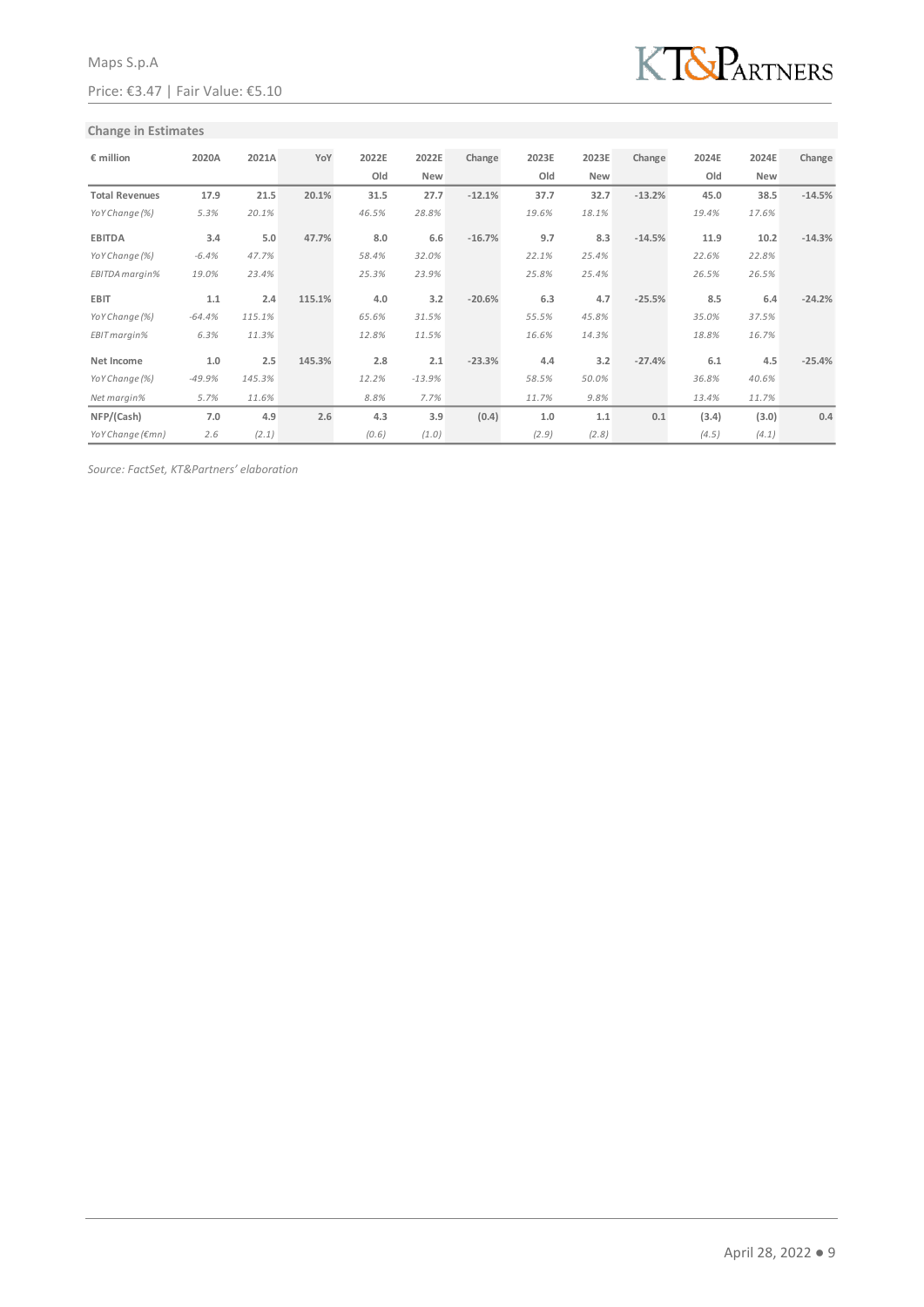## Change in Estimates

| € million | 2020A | 2021A | YoY | 2022E Old | 2022E New | Change | 2023E Old | 2023E New | Change | 2024E Old | 2024E New | Change |
|---|---|---|---|---|---|---|---|---|---|---|---|---|
| **Total Revenues** | 17.9 | 21.5 | 20.1% | 31.5 | 27.7 | -12.1% | 37.7 | 32.7 | -13.2% | 45.0 | 38.5 | -14.5% |
| *YoY Change (%)* | *5.3%* | *20.1%* | | *46.5%* | *28.8%* | | *19.6%* | *18.1%* | | *19.4%* | *17.6%* | |
| **EBITDA** | 3.4 | 5.0 | 47.7% | 8.0 | 6.6 | -16.7% | 9.7 | 8.3 | -14.5% | 11.9 | 10.2 | -14.3% |
| *YoY Change (%)* | *-6.4%* | *47.7%* | | *58.4%* | *32.0%* | | *22.1%* | *25.4%* | | *22.6%* | *22.8%* | |
| *EBITDA margin%* | *19.0%* | *23.4%* | | *25.3%* | *23.9%* | | *25.8%* | *25.4%* | | *26.5%* | *26.5%* | |
| **EBIT** | 1.1 | 2.4 | 115.1% | 4.0 | 3.2 | -20.6% | 6.3 | 4.7 | -25.5% | 8.5 | 6.4 | -24.2% |
| *YoY Change (%)* | *-64.4%* | *115.1%* | | *65.6%* | *31.5%* | | *55.5%* | *45.8%* | | *35.0%* | *37.5%* | |
| *EBIT margin%* | *6.3%* | *11.3%* | | *12.8%* | *11.5%* | | *16.6%* | *14.3%* | | *18.8%* | *16.7%* | |
| **Net Income** | 1.0 | 2.5 | 145.3% | 2.8 | 2.1 | -23.3% | 4.4 | 3.2 | -27.4% | 6.1 | 4.5 | -25.4% |
| *YoY Change (%)* | *-49.9%* | *145.3%* | | *12.2%* | *-13.9%* | | *58.5%* | *50.0%* | | *36.8%* | *40.6%* | |
| *Net margin%* | *5.7%* | *11.6%* | | *8.8%* | *7.7%* | | *11.7%* | *9.8%* | | *13.4%* | *11.7%* | |
| **NFP/(Cash)** | 7.0 | 4.9 | 2.6 | 4.3 | 3.9 | (0.4) | 1.0 | 1.1 | 0.1 | (3.4) | (3.0) | 0.4 |
| *YoY Change (€mn)* | *2.6* | *(2.1)* | | *(0.6)* | *(1.0)* | | *(2.9)* | *(2.8)* | | *(4.5)* | *(4.1)* | |

*Source: FactSet, KT&Partners' elaboration*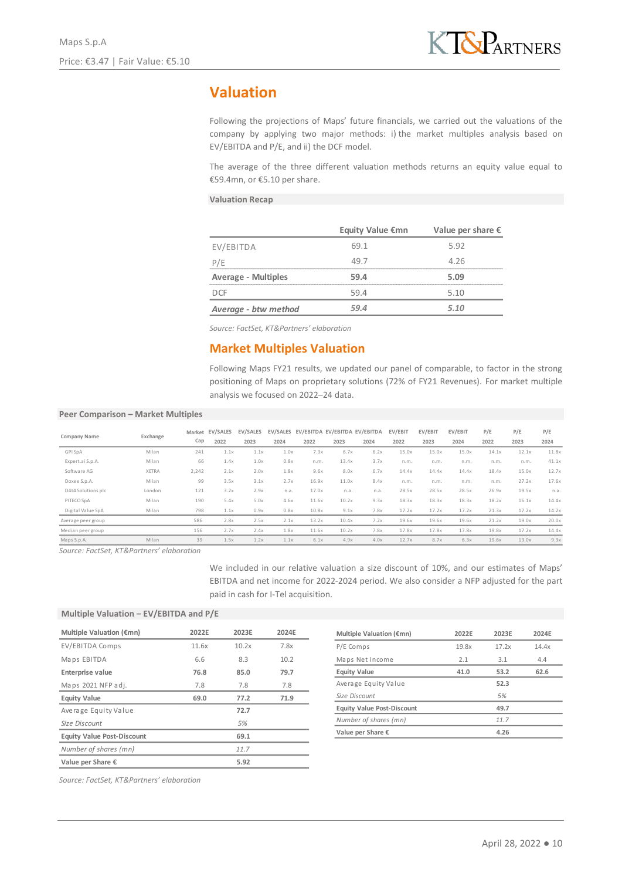# Valuation

Following the projections of Maps' future financials, we carried out the valuations of the company by applying two major methods: i) the market multiples analysis based on EV/EBITDA and P/E, and ii) the DCF model.

The average of the three different valuation methods returns an equity value equal to €59.4mn, or €5.10 per share.

**Valuation Recap**

| | Equity Value €mn | Value per share € |
|---|---|---|
| EV/EBITDA | 69.1 | 5.92 |
| P/E | 49.7 | 4.26 |
| **Average - Multiples** | **59.4** | **5.09** |
| DCF | 59.4 | 5.10 |
| ***Average - btw method*** | ***59.4*** | ***5.10*** |

*Source: FactSet, KT&Partners' elaboration*

## Market Multiples Valuation

Following Maps FY21 results, we updated our panel of comparable, to factor in the strong positioning of Maps on proprietary solutions (72% of FY21 Revenues). For market multiple analysis we focused on 2022–24 data.

**Peer Comparison – Market Multiples**

| Company Name | Exchange | Market Cap | EV/SALES 2022 | EV/SALES 2023 | EV/SALES 2024 | EV/EBITDA 2022 | EV/EBITDA 2023 | EV/EBITDA 2024 | EV/EBIT 2022 | EV/EBIT 2023 | EV/EBIT 2024 | P/E 2022 | P/E 2023 | P/E 2024 |
|---|---|---|---|---|---|---|---|---|---|---|---|---|---|---|
| GPI SpA | Milan | 241 | 1.1x | 1.1x | 1.0x | 7.3x | 6.7x | 6.2x | 15.0x | 15.0x | 15.0x | 14.1x | 12.1x | 11.8x |
| Expert.ai S.p.A. | Milan | 66 | 1.4x | 1.0x | 0.8x | n.m. | 13.4x | 3.7x | n.m. | n.m. | n.m. | n.m. | n.m. | 41.1x |
| Software AG | XETRA | 2,242 | 2.1x | 2.0x | 1.8x | 9.6x | 8.0x | 6.7x | 14.4x | 14.4x | 14.4x | 18.4x | 15.0x | 12.7x |
| Doxee S.p.A. | Milan | 99 | 3.5x | 3.1x | 2.7x | 16.9x | 11.0x | 8.4x | n.m. | n.m. | n.m. | n.m. | 27.2x | 17.6x |
| D4t4 Solutions plc | London | 121 | 3.2x | 2.9x | n.a. | 17.0x | n.a. | n.a. | 28.5x | 28.5x | 28.5x | 26.9x | 19.5x | n.a. |
| PITECO SpA | Milan | 190 | 5.4x | 5.0x | 4.6x | 11.6x | 10.2x | 9.3x | 18.3x | 18.3x | 18.3x | 18.2x | 16.1x | 14.4x |
| Digital Value SpA | Milan | 798 | 1.1x | 0.9x | 0.8x | 10.8x | 9.1x | 7.8x | 17.2x | 17.2x | 17.2x | 21.3x | 17.2x | 14.2x |
| Average peer group | | 586 | 2.8x | 2.5x | 2.1x | 13.2x | 10.4x | 7.2x | 19.6x | 19.6x | 19.6x | 21.2x | 19.0x | 20.0x |
| Median peer group | | 156 | 2.7x | 2.4x | 1.8x | 11.6x | 10.2x | 7.8x | 17.8x | 17.8x | 17.8x | 19.8x | 17.2x | 14.4x |
| Maps S.p.A. | Milan | 39 | 1.5x | 1.2x | 1.1x | 6.1x | 4.9x | 4.0x | 12.7x | 8.7x | 6.3x | 19.6x | 13.0x | 9.3x |

*Source: FactSet, KT&Partners' elaboration*

We included in our relative valuation a size discount of 10%, and our estimates of Maps' EBITDA and net income for 2022-2024 period. We also consider a NFP adjusted for the part paid in cash for I-Tel acquisition.

**Multiple Valuation – EV/EBITDA and P/E**

| Multiple Valuation (€mn) | 2022E | 2023E | 2024E |
|---|---|---|---|
| EV/EBITDA Comps | 11.6x | 10.2x | 7.8x |
| Maps EBITDA | 6.6 | 8.3 | 10.2 |
| **Enterprise value** | **76.8** | **85.0** | **79.7** |
| Maps 2021 NFP adj. | 7.8 | 7.8 | 7.8 |
| **Equity Value** | **69.0** | **77.2** | **71.9** |
| Average Equity Value | | 72.7 | |
| *Size Discount* | | *5%* | |
| **Equity Value Post-Discount** | | **69.1** | |
| *Number of shares (mn)* | | *11.7* | |
| **Value per Share €** | | **5.92** | |

| Multiple Valuation (€mn) | 2022E | 2023E | 2024E |
|---|---|---|---|
| P/E Comps | 19.8x | 17.2x | 14.4x |
| Maps Net Income | 2.1 | 3.1 | 4.4 |
| **Equity Value** | **41.0** | **53.2** | **62.6** |
| Average Equity Value | | 52.3 | |
| *Size Discount* | | *5%* | |
| **Equity Value Post-Discount** | | **49.7** | |
| *Number of shares (mn)* | | *11.7* | |
| **Value per Share €** | | **4.26** | |

*Source: FactSet, KT&Partners' elaboration*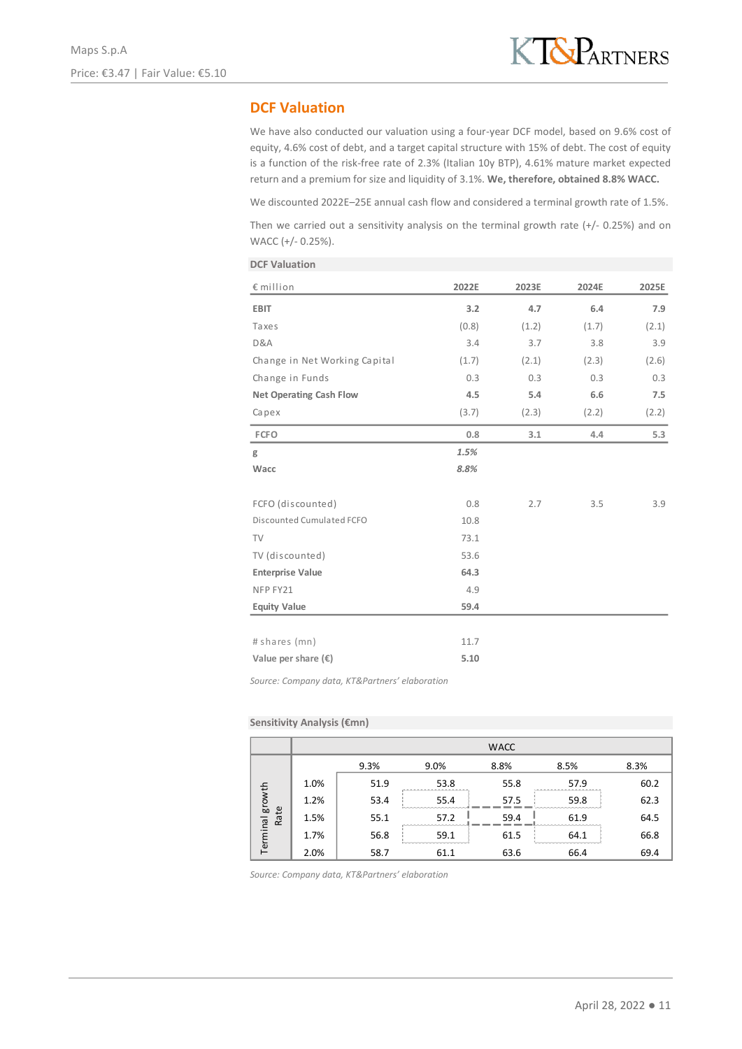## DCF Valuation

We have also conducted our valuation using a four-year DCF model, based on 9.6% cost of equity, 4.6% cost of debt, and a target capital structure with 15% of debt. The cost of equity is a function of the risk-free rate of 2.3% (Italian 10y BTP), 4.61% mature market expected return and a premium for size and liquidity of 3.1%. **We, therefore, obtained 8.8% WACC.**

We discounted 2022E–25E annual cash flow and considered a terminal growth rate of 1.5%.

Then we carried out a sensitivity analysis on the terminal growth rate (+/- 0.25%) and on WACC (+/- 0.25%).

**DCF Valuation**

| € million | 2022E | 2023E | 2024E | 2025E |
|---|---|---|---|---|
| **EBIT** | **3.2** | **4.7** | **6.4** | **7.9** |
| Taxes | (0.8) | (1.2) | (1.7) | (2.1) |
| D&A | 3.4 | 3.7 | 3.8 | 3.9 |
| Change in Net Working Capital | (1.7) | (2.1) | (2.3) | (2.6) |
| Change in Funds | 0.3 | 0.3 | 0.3 | 0.3 |
| **Net Operating Cash Flow** | **4.5** | **5.4** | **6.6** | **7.5** |
| Capex | (3.7) | (2.3) | (2.2) | (2.2) |
| **FCFO** | **0.8** | **3.1** | **4.4** | **5.3** |
| **g** | ***1.5%*** | | | |
| **Wacc** | ***8.8%*** | | | |
| | | | | |
| FCFO (discounted) | 0.8 | 2.7 | 3.5 | 3.9 |
| Discounted Cumulated FCFO | 10.8 | | | |
| TV | 73.1 | | | |
| TV (discounted) | 53.6 | | | |
| **Enterprise Value** | **64.3** | | | |
| NFP FY21 | 4.9 | | | |
| **Equity Value** | **59.4** | | | |
| | | | | |
| # shares (mn) | 11.7 | | | |
| **Value per share (€)** | **5.10** | | | |

*Source: Company data, KT&Partners' elaboration*

**Sensitivity Analysis (€mn)**

| Terminal growth Rate | WACC 9.3% | 9.0% | 8.8% | 8.5% | 8.3% |
|---|---|---|---|---|---|
| 1.0% | 51.9 | 53.8 | 55.8 | 57.9 | 60.2 |
| 1.2% | 53.4 | 55.4 | 57.5 | 59.8 | 62.3 |
| 1.5% | 55.1 | 57.2 | 59.4 | 61.9 | 64.5 |
| 1.7% | 56.8 | 59.1 | 61.5 | 64.1 | 66.8 |
| 2.0% | 58.7 | 61.1 | 63.6 | 66.4 | 69.4 |

*Source: Company data, KT&Partners' elaboration*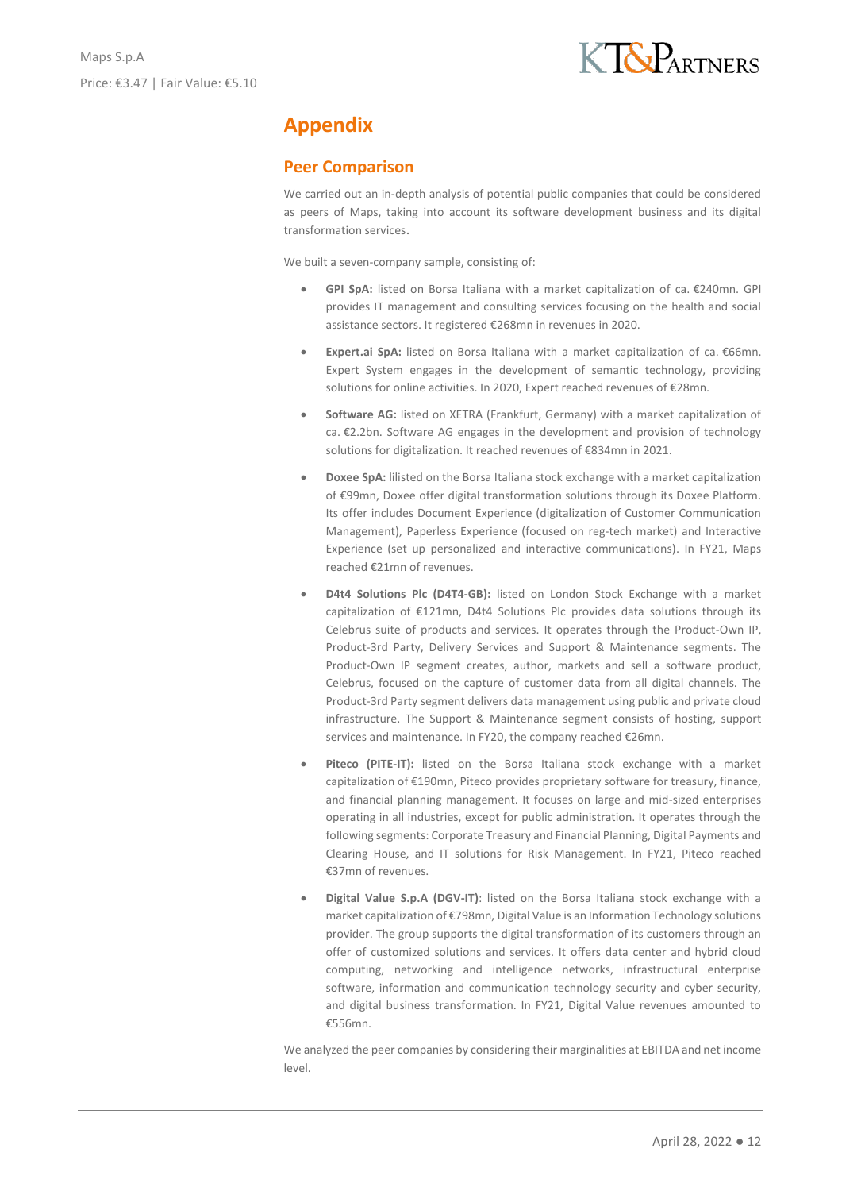# Appendix

## Peer Comparison

We carried out an in-depth analysis of potential public companies that could be considered as peers of Maps, taking into account its software development business and its digital transformation services.

We built a seven-company sample, consisting of:

- **GPI SpA:** listed on Borsa Italiana with a market capitalization of ca. €240mn. GPI provides IT management and consulting services focusing on the health and social assistance sectors. It registered €268mn in revenues in 2020.
- **Expert.ai SpA:** listed on Borsa Italiana with a market capitalization of ca. €66mn. Expert System engages in the development of semantic technology, providing solutions for online activities. In 2020, Expert reached revenues of €28mn.
- **Software AG:** listed on XETRA (Frankfurt, Germany) with a market capitalization of ca. €2.2bn. Software AG engages in the development and provision of technology solutions for digitalization. It reached revenues of €834mn in 2021.
- **Doxee SpA:** lilisted on the Borsa Italiana stock exchange with a market capitalization of €99mn, Doxee offer digital transformation solutions through its Doxee Platform. Its offer includes Document Experience (digitalization of Customer Communication Management), Paperless Experience (focused on reg-tech market) and Interactive Experience (set up personalized and interactive communications). In FY21, Maps reached €21mn of revenues.
- **D4t4 Solutions Plc (D4T4-GB):** listed on London Stock Exchange with a market capitalization of €121mn, D4t4 Solutions Plc provides data solutions through its Celebrus suite of products and services. It operates through the Product-Own IP, Product-3rd Party, Delivery Services and Support & Maintenance segments. The Product-Own IP segment creates, author, markets and sell a software product, Celebrus, focused on the capture of customer data from all digital channels. The Product-3rd Party segment delivers data management using public and private cloud infrastructure. The Support & Maintenance segment consists of hosting, support services and maintenance. In FY20, the company reached €26mn.
- **Piteco (PITE-IT):** listed on the Borsa Italiana stock exchange with a market capitalization of €190mn, Piteco provides proprietary software for treasury, finance, and financial planning management. It focuses on large and mid-sized enterprises operating in all industries, except for public administration. It operates through the following segments: Corporate Treasury and Financial Planning, Digital Payments and Clearing House, and IT solutions for Risk Management. In FY21, Piteco reached €37mn of revenues.
- **Digital Value S.p.A (DGV-IT)**: listed on the Borsa Italiana stock exchange with a market capitalization of €798mn, Digital Value is an Information Technology solutions provider. The group supports the digital transformation of its customers through an offer of customized solutions and services. It offers data center and hybrid cloud computing, networking and intelligence networks, infrastructural enterprise software, information and communication technology security and cyber security, and digital business transformation. In FY21, Digital Value revenues amounted to €556mn.

We analyzed the peer companies by considering their marginalities at EBITDA and net income level.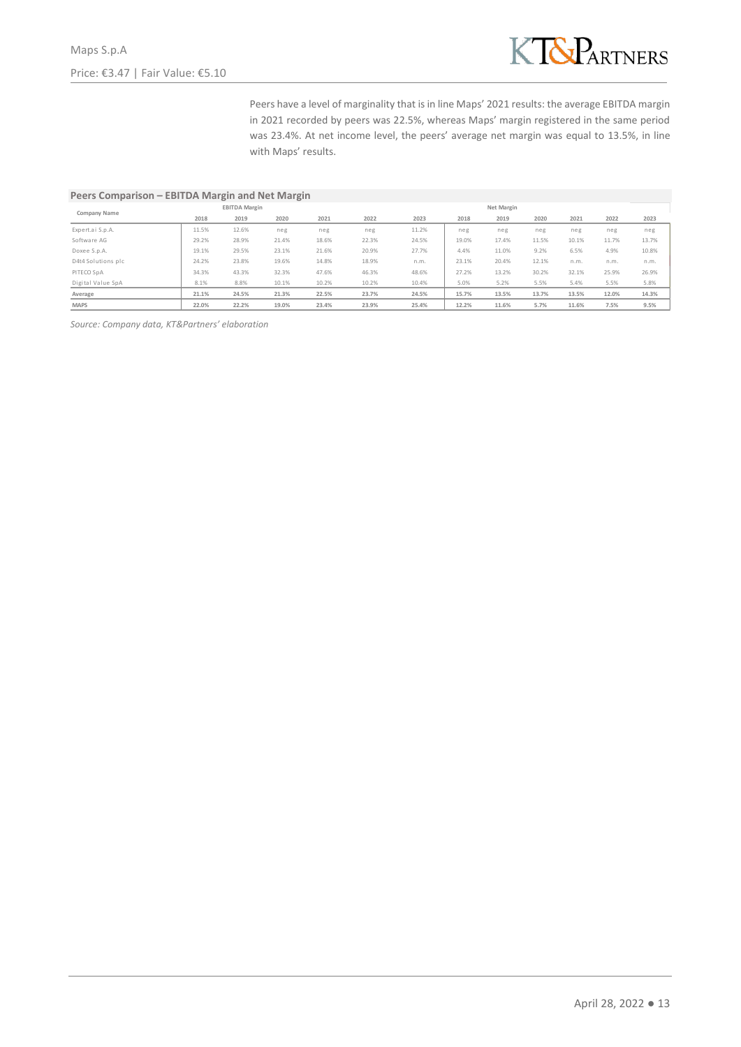Peers have a level of marginality that is in line Maps' 2021 results: the average EBITDA margin in 2021 recorded by peers was 22.5%, whereas Maps' margin registered in the same period was 23.4%. At net income level, the peers' average net margin was equal to 13.5%, in line with Maps' results.

### Peers Comparison – EBITDA Margin and Net Margin

| Company Name | EBITDA Margin | | | | | | Net Margin | | | | | |
|---|---|---|---|---|---|---|---|---|---|---|---|---|
| | 2018 | 2019 | 2020 | 2021 | 2022 | 2023 | 2018 | 2019 | 2020 | 2021 | 2022 | 2023 |
| Expert.ai S.p.A. | 11.5% | 12.6% | neg | neg | neg | 11.2% | neg | neg | neg | neg | neg | neg |
| Software AG | 29.2% | 28.9% | 21.4% | 18.6% | 22.3% | 24.5% | 19.0% | 17.4% | 11.5% | 10.1% | 11.7% | 13.7% |
| Doxee S.p.A. | 19.1% | 29.5% | 23.1% | 21.6% | 20.9% | 27.7% | 4.4% | 11.0% | 9.2% | 6.5% | 4.9% | 10.8% |
| D4t4 Solutions plc | 24.2% | 23.8% | 19.6% | 14.8% | 18.9% | n.m. | 23.1% | 20.4% | 12.1% | n.m. | n.m. | n.m. |
| PITECO SpA | 34.3% | 43.3% | 32.3% | 47.6% | 46.3% | 48.6% | 27.2% | 13.2% | 30.2% | 32.1% | 25.9% | 26.9% |
| Digital Value SpA | 8.1% | 8.8% | 10.1% | 10.2% | 10.2% | 10.4% | 5.0% | 5.2% | 5.5% | 5.4% | 5.5% | 5.8% |
| **Average** | **21.1%** | **24.5%** | **21.3%** | **22.5%** | **23.7%** | **24.5%** | **15.7%** | **13.5%** | **13.7%** | **13.5%** | **12.0%** | **14.3%** |
| **MAPS** | **22.0%** | **22.2%** | **19.0%** | **23.4%** | **23.9%** | **25.4%** | **12.2%** | **11.6%** | **5.7%** | **11.6%** | **7.5%** | **9.5%** |

*Source: Company data, KT&Partners' elaboration*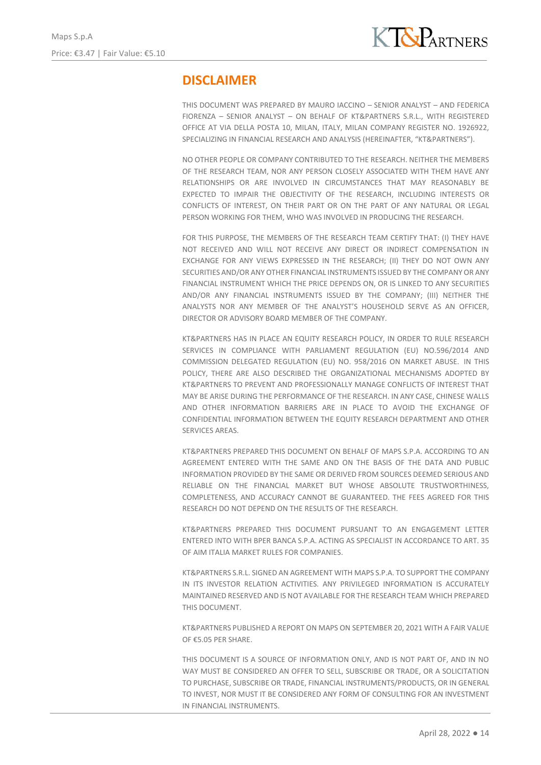## DISCLAIMER

THIS DOCUMENT WAS PREPARED BY MAURO IACCINO – SENIOR ANALYST – AND FEDERICA FIORENZA – SENIOR ANALYST – ON BEHALF OF KT&PARTNERS S.R.L., WITH REGISTERED OFFICE AT VIA DELLA POSTA 10, MILAN, ITALY, MILAN COMPANY REGISTER NO. 1926922, SPECIALIZING IN FINANCIAL RESEARCH AND ANALYSIS (HEREINAFTER, "KT&PARTNERS").

NO OTHER PEOPLE OR COMPANY CONTRIBUTED TO THE RESEARCH. NEITHER THE MEMBERS OF THE RESEARCH TEAM, NOR ANY PERSON CLOSELY ASSOCIATED WITH THEM HAVE ANY RELATIONSHIPS OR ARE INVOLVED IN CIRCUMSTANCES THAT MAY REASONABLY BE EXPECTED TO IMPAIR THE OBJECTIVITY OF THE RESEARCH, INCLUDING INTERESTS OR CONFLICTS OF INTEREST, ON THEIR PART OR ON THE PART OF ANY NATURAL OR LEGAL PERSON WORKING FOR THEM, WHO WAS INVOLVED IN PRODUCING THE RESEARCH.

FOR THIS PURPOSE, THE MEMBERS OF THE RESEARCH TEAM CERTIFY THAT: (I) THEY HAVE NOT RECEIVED AND WILL NOT RECEIVE ANY DIRECT OR INDIRECT COMPENSATION IN EXCHANGE FOR ANY VIEWS EXPRESSED IN THE RESEARCH; (II) THEY DO NOT OWN ANY SECURITIES AND/OR ANY OTHER FINANCIAL INSTRUMENTS ISSUED BY THE COMPANY OR ANY FINANCIAL INSTRUMENT WHICH THE PRICE DEPENDS ON, OR IS LINKED TO ANY SECURITIES AND/OR ANY FINANCIAL INSTRUMENTS ISSUED BY THE COMPANY; (III) NEITHER THE ANALYSTS NOR ANY MEMBER OF THE ANALYST'S HOUSEHOLD SERVE AS AN OFFICER, DIRECTOR OR ADVISORY BOARD MEMBER OF THE COMPANY.

KT&PARTNERS HAS IN PLACE AN EQUITY RESEARCH POLICY, IN ORDER TO RULE RESEARCH SERVICES IN COMPLIANCE WITH PARLIAMENT REGULATION (EU) NO.596/2014 AND COMMISSION DELEGATED REGULATION (EU) NO. 958/2016 ON MARKET ABUSE. IN THIS POLICY, THERE ARE ALSO DESCRIBED THE ORGANIZATIONAL MECHANISMS ADOPTED BY KT&PARTNERS TO PREVENT AND PROFESSIONALLY MANAGE CONFLICTS OF INTEREST THAT MAY BE ARISE DURING THE PERFORMANCE OF THE RESEARCH. IN ANY CASE, CHINESE WALLS AND OTHER INFORMATION BARRIERS ARE IN PLACE TO AVOID THE EXCHANGE OF CONFIDENTIAL INFORMATION BETWEEN THE EQUITY RESEARCH DEPARTMENT AND OTHER SERVICES AREAS.

KT&PARTNERS PREPARED THIS DOCUMENT ON BEHALF OF MAPS S.P.A. ACCORDING TO AN AGREEMENT ENTERED WITH THE SAME AND ON THE BASIS OF THE DATA AND PUBLIC INFORMATION PROVIDED BY THE SAME OR DERIVED FROM SOURCES DEEMED SERIOUS AND RELIABLE ON THE FINANCIAL MARKET BUT WHOSE ABSOLUTE TRUSTWORTHINESS, COMPLETENESS, AND ACCURACY CANNOT BE GUARANTEED. THE FEES AGREED FOR THIS RESEARCH DO NOT DEPEND ON THE RESULTS OF THE RESEARCH.

KT&PARTNERS PREPARED THIS DOCUMENT PURSUANT TO AN ENGAGEMENT LETTER ENTERED INTO WITH BPER BANCA S.P.A. ACTING AS SPECIALIST IN ACCORDANCE TO ART. 35 OF AIM ITALIA MARKET RULES FOR COMPANIES.

KT&PARTNERS S.R.L. SIGNED AN AGREEMENT WITH MAPS S.P.A. TO SUPPORT THE COMPANY IN ITS INVESTOR RELATION ACTIVITIES. ANY PRIVILEGED INFORMATION IS ACCURATELY MAINTAINED RESERVED AND IS NOT AVAILABLE FOR THE RESEARCH TEAM WHICH PREPARED THIS DOCUMENT.

KT&PARTNERS PUBLISHED A REPORT ON MAPS ON SEPTEMBER 20, 2021 WITH A FAIR VALUE OF €5.05 PER SHARE.

THIS DOCUMENT IS A SOURCE OF INFORMATION ONLY, AND IS NOT PART OF, AND IN NO WAY MUST BE CONSIDERED AN OFFER TO SELL, SUBSCRIBE OR TRADE, OR A SOLICITATION TO PURCHASE, SUBSCRIBE OR TRADE, FINANCIAL INSTRUMENTS/PRODUCTS, OR IN GENERAL TO INVEST, NOR MUST IT BE CONSIDERED ANY FORM OF CONSULTING FOR AN INVESTMENT IN FINANCIAL INSTRUMENTS.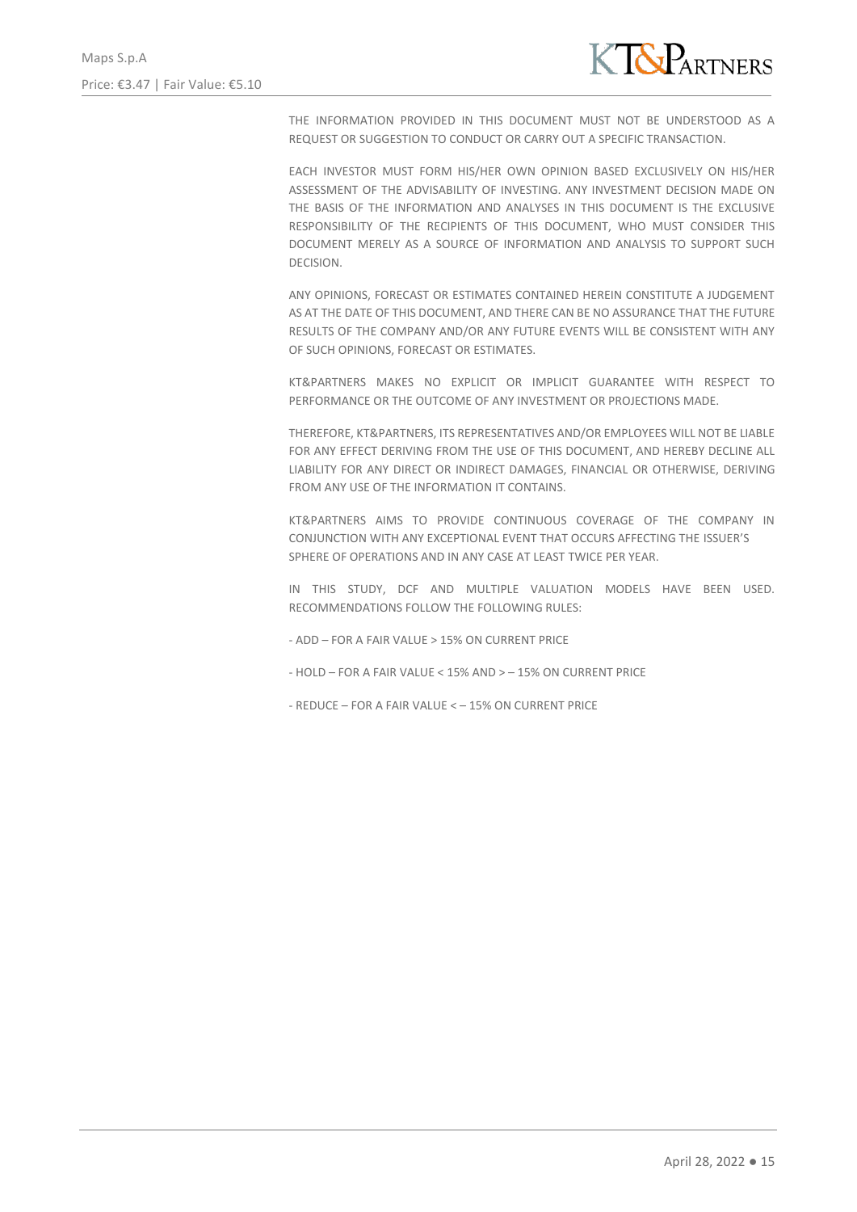THE INFORMATION PROVIDED IN THIS DOCUMENT MUST NOT BE UNDERSTOOD AS A REQUEST OR SUGGESTION TO CONDUCT OR CARRY OUT A SPECIFIC TRANSACTION.

EACH INVESTOR MUST FORM HIS/HER OWN OPINION BASED EXCLUSIVELY ON HIS/HER ASSESSMENT OF THE ADVISABILITY OF INVESTING. ANY INVESTMENT DECISION MADE ON THE BASIS OF THE INFORMATION AND ANALYSES IN THIS DOCUMENT IS THE EXCLUSIVE RESPONSIBILITY OF THE RECIPIENTS OF THIS DOCUMENT, WHO MUST CONSIDER THIS DOCUMENT MERELY AS A SOURCE OF INFORMATION AND ANALYSIS TO SUPPORT SUCH DECISION.

ANY OPINIONS, FORECAST OR ESTIMATES CONTAINED HEREIN CONSTITUTE A JUDGEMENT AS AT THE DATE OF THIS DOCUMENT, AND THERE CAN BE NO ASSURANCE THAT THE FUTURE RESULTS OF THE COMPANY AND/OR ANY FUTURE EVENTS WILL BE CONSISTENT WITH ANY OF SUCH OPINIONS, FORECAST OR ESTIMATES.

KT&PARTNERS MAKES NO EXPLICIT OR IMPLICIT GUARANTEE WITH RESPECT TO PERFORMANCE OR THE OUTCOME OF ANY INVESTMENT OR PROJECTIONS MADE.

THEREFORE, KT&PARTNERS, ITS REPRESENTATIVES AND/OR EMPLOYEES WILL NOT BE LIABLE FOR ANY EFFECT DERIVING FROM THE USE OF THIS DOCUMENT, AND HEREBY DECLINE ALL LIABILITY FOR ANY DIRECT OR INDIRECT DAMAGES, FINANCIAL OR OTHERWISE, DERIVING FROM ANY USE OF THE INFORMATION IT CONTAINS.

KT&PARTNERS AIMS TO PROVIDE CONTINUOUS COVERAGE OF THE COMPANY IN CONJUNCTION WITH ANY EXCEPTIONAL EVENT THAT OCCURS AFFECTING THE ISSUER'S SPHERE OF OPERATIONS AND IN ANY CASE AT LEAST TWICE PER YEAR.

IN THIS STUDY, DCF AND MULTIPLE VALUATION MODELS HAVE BEEN USED. RECOMMENDATIONS FOLLOW THE FOLLOWING RULES:

- ADD – FOR A FAIR VALUE > 15% ON CURRENT PRICE

- HOLD – FOR A FAIR VALUE < 15% AND > – 15% ON CURRENT PRICE

- REDUCE – FOR A FAIR VALUE < – 15% ON CURRENT PRICE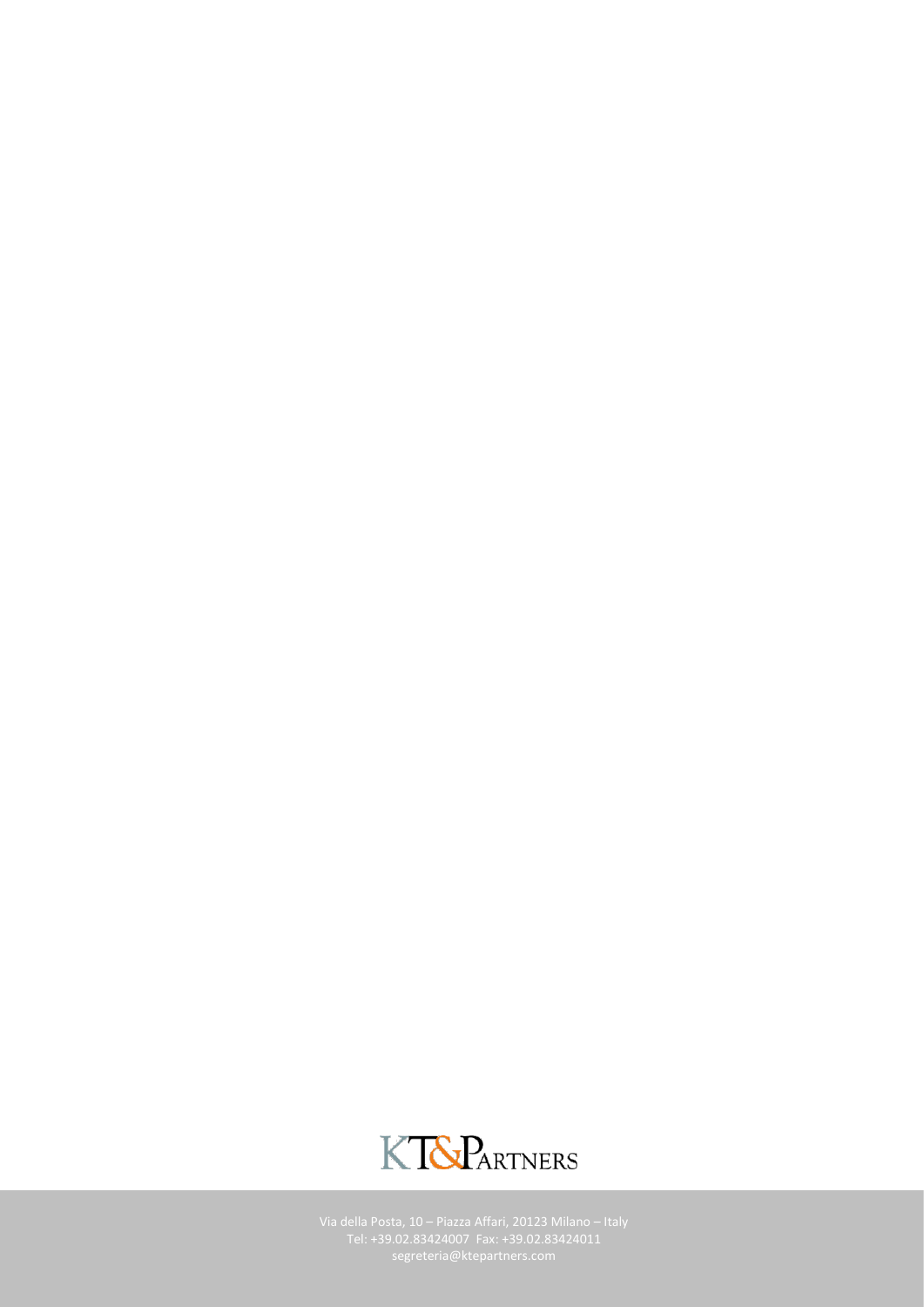KT&PARTNERS

Via della Posta, 10 – Piazza Affari, 20123 Milano – Italy
Tel: +39.02.83424007 Fax: +39.02.83424011
segreteria@ktepartners.com